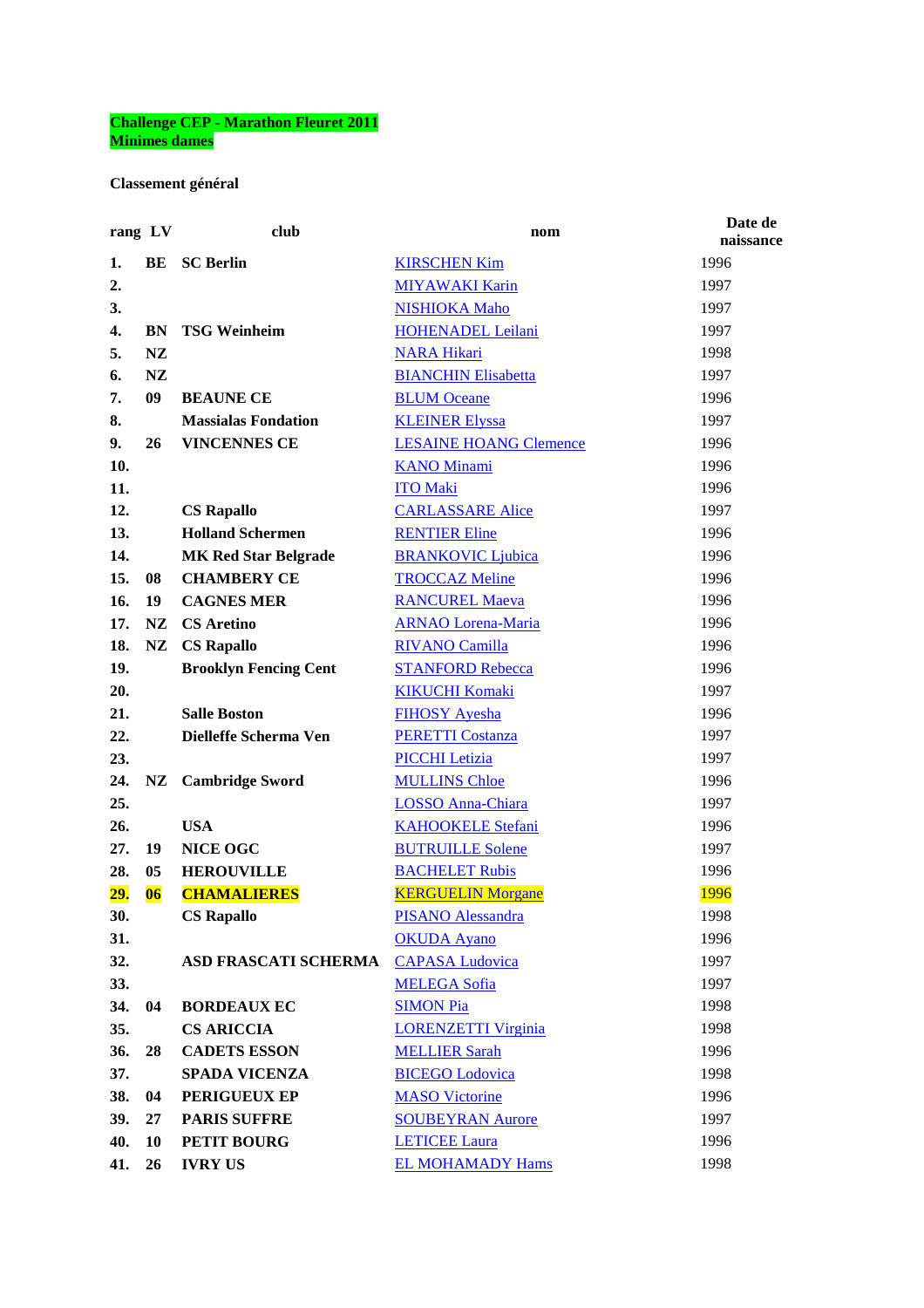**Challenge CEP - Marathon Fleuret 2011**
**Minimes dames**

**Classement général**

| rang | LV | club | nom | Date de naissance |
|---|---|---|---|---|
| 1. | BE | SC Berlin | KIRSCHEN Kim | 1996 |
| 2. | | | MIYAWAKI Karin | 1997 |
| 3. | | | NISHIOKA Maho | 1997 |
| 4. | BN | TSG Weinheim | HOHENADEL Leilani | 1997 |
| 5. | NZ | | NARA Hikari | 1998 |
| 6. | NZ | | BIANCHIN Elisabetta | 1997 |
| 7. | 09 | BEAUNE CE | BLUM Oceane | 1996 |
| 8. | | Massialas Fondation | KLEINER Elyssa | 1997 |
| 9. | 26 | VINCENNES CE | LESAINE HOANG Clemence | 1996 |
| 10. | | | KANO Minami | 1996 |
| 11. | | | ITO Maki | 1996 |
| 12. | | CS Rapallo | CARLASSARE Alice | 1997 |
| 13. | | Holland Schermen | RENTIER Eline | 1996 |
| 14. | | MK Red Star Belgrade | BRANKOVIC Ljubica | 1996 |
| 15. | 08 | CHAMBERY CE | TROCCAZ Meline | 1996 |
| 16. | 19 | CAGNES MER | RANCUREL Maeva | 1996 |
| 17. | NZ | CS Aretino | ARNAO Lorena-Maria | 1996 |
| 18. | NZ | CS Rapallo | RIVANO Camilla | 1996 |
| 19. | | Brooklyn Fencing Cent | STANFORD Rebecca | 1996 |
| 20. | | | KIKUCHI Komaki | 1997 |
| 21. | | Salle Boston | FIHOSY Ayesha | 1996 |
| 22. | | Dielleffe Scherma Ven | PERETTI Costanza | 1997 |
| 23. | | | PICCHI Letizia | 1997 |
| 24. | NZ | Cambridge Sword | MULLINS Chloe | 1996 |
| 25. | | | LOSSO Anna-Chiara | 1997 |
| 26. | | USA | KAHOOKELE Stefani | 1996 |
| 27. | 19 | NICE OGC | BUTRUILLE Solene | 1997 |
| 28. | 05 | HEROUVILLE | BACHELET Rubis | 1996 |
| 29. | 06 | CHAMALIERES | KERGUELIN Morgane | 1996 |
| 30. | | CS Rapallo | PISANO Alessandra | 1998 |
| 31. | | | OKUDA Ayano | 1996 |
| 32. | | ASD FRASCATI SCHERMA | CAPASA Ludovica | 1997 |
| 33. | | | MELEGA Sofia | 1997 |
| 34. | 04 | BORDEAUX EC | SIMON Pia | 1998 |
| 35. | | CS ARICCIA | LORENZETTI Virginia | 1998 |
| 36. | 28 | CADETS ESSON | MELLIER Sarah | 1996 |
| 37. | | SPADA VICENZA | BICEGO Lodovica | 1998 |
| 38. | 04 | PERIGUEUX EP | MASO Victorine | 1996 |
| 39. | 27 | PARIS SUFFRE | SOUBEYRAN Aurore | 1997 |
| 40. | 10 | PETIT BOURG | LETICEE Laura | 1996 |
| 41. | 26 | IVRY US | EL MOHAMADY Hams | 1998 |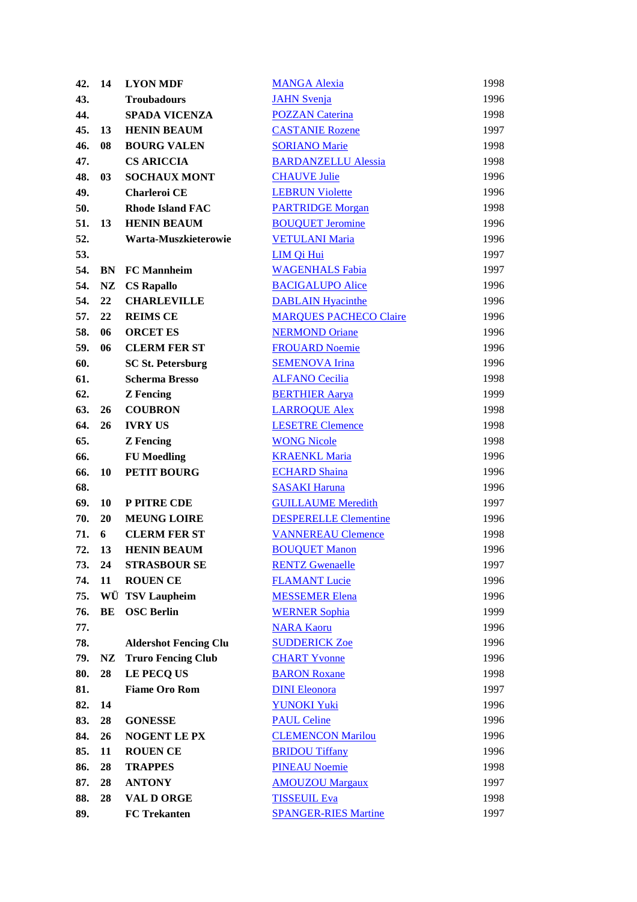| | | | | |
|---|---|---|---|---|
| **42.** | **14** | **LYON MDF** | MANGA Alexia | 1998 |
| **43.** | | **Troubadours** | JAHN Svenja | 1996 |
| **44.** | | **SPADA VICENZA** | POZZAN Caterina | 1998 |
| **45.** | **13** | **HENIN BEAUM** | CASTANIE Rozene | 1997 |
| **46.** | **08** | **BOURG VALEN** | SORIANO Marie | 1998 |
| **47.** | | **CS ARICCIA** | BARDANZELLU Alessia | 1998 |
| **48.** | **03** | **SOCHAUX MONT** | CHAUVE Julie | 1996 |
| **49.** | | **Charleroi CE** | LEBRUN Violette | 1996 |
| **50.** | | **Rhode Island FAC** | PARTRIDGE Morgan | 1998 |
| **51.** | **13** | **HENIN BEAUM** | BOUQUET Jeromine | 1996 |
| **52.** | | **Warta-Muszkieterowie** | VETULANI Maria | 1996 |
| **53.** | | | LIM Qi Hui | 1997 |
| **54.** | **BN** | **FC Mannheim** | WAGENHALS Fabia | 1997 |
| **54.** | **NZ** | **CS Rapallo** | BACIGALUPO Alice | 1996 |
| **54.** | **22** | **CHARLEVILLE** | DABLAIN Hyacinthe | 1996 |
| **57.** | **22** | **REIMS CE** | MARQUES PACHECO Claire | 1996 |
| **58.** | **06** | **ORCET ES** | NERMOND Oriane | 1996 |
| **59.** | **06** | **CLERM FER ST** | FROUARD Noemie | 1996 |
| **60.** | | **SC St. Petersburg** | SEMENOVA Irina | 1996 |
| **61.** | | **Scherma Bresso** | ALFANO Cecilia | 1998 |
| **62.** | | **Z Fencing** | BERTHIER Aarya | 1999 |
| **63.** | **26** | **COUBRON** | LARROQUE Alex | 1998 |
| **64.** | **26** | **IVRY US** | LESETRE Clemence | 1998 |
| **65.** | | **Z Fencing** | WONG Nicole | 1998 |
| **66.** | | **FU Moedling** | KRAENKL Maria | 1996 |
| **66.** | **10** | **PETIT BOURG** | ECHARD Shaina | 1996 |
| **68.** | | | SASAKI Haruna | 1996 |
| **69.** | **10** | **P PITRE CDE** | GUILLAUME Meredith | 1997 |
| **70.** | **20** | **MEUNG LOIRE** | DESPERELLE Clementine | 1996 |
| **71.** | **6** | **CLERM FER ST** | VANNEREAU Clemence | 1998 |
| **72.** | **13** | **HENIN BEAUM** | BOUQUET Manon | 1996 |
| **73.** | **24** | **STRASBOUR SE** | RENTZ Gwenaelle | 1997 |
| **74.** | **11** | **ROUEN CE** | FLAMANT Lucie | 1996 |
| **75.** | **WÜ** | **TSV Laupheim** | MESSEMER Elena | 1996 |
| **76.** | **BE** | **OSC Berlin** | WERNER Sophia | 1999 |
| **77.** | | | NARA Kaoru | 1996 |
| **78.** | | **Aldershot Fencing Clu** | SUDDERICK Zoe | 1996 |
| **79.** | **NZ** | **Truro Fencing Club** | CHART Yvonne | 1996 |
| **80.** | **28** | **LE PECQ US** | BARON Roxane | 1998 |
| **81.** | | **Fiame Oro Rom** | DINI Eleonora | 1997 |
| **82.** | **14** | | YUNOKI Yuki | 1996 |
| **83.** | **28** | **GONESSE** | PAUL Celine | 1996 |
| **84.** | **26** | **NOGENT LE PX** | CLEMENCON Marilou | 1996 |
| **85.** | **11** | **ROUEN CE** | BRIDOU Tiffany | 1996 |
| **86.** | **28** | **TRAPPES** | PINEAU Noemie | 1998 |
| **87.** | **28** | **ANTONY** | AMOUZOU Margaux | 1997 |
| **88.** | **28** | **VAL D ORGE** | TISSEUIL Eva | 1998 |
| **89.** | | **FC Trekanten** | SPANGER-RIES Martine | 1997 |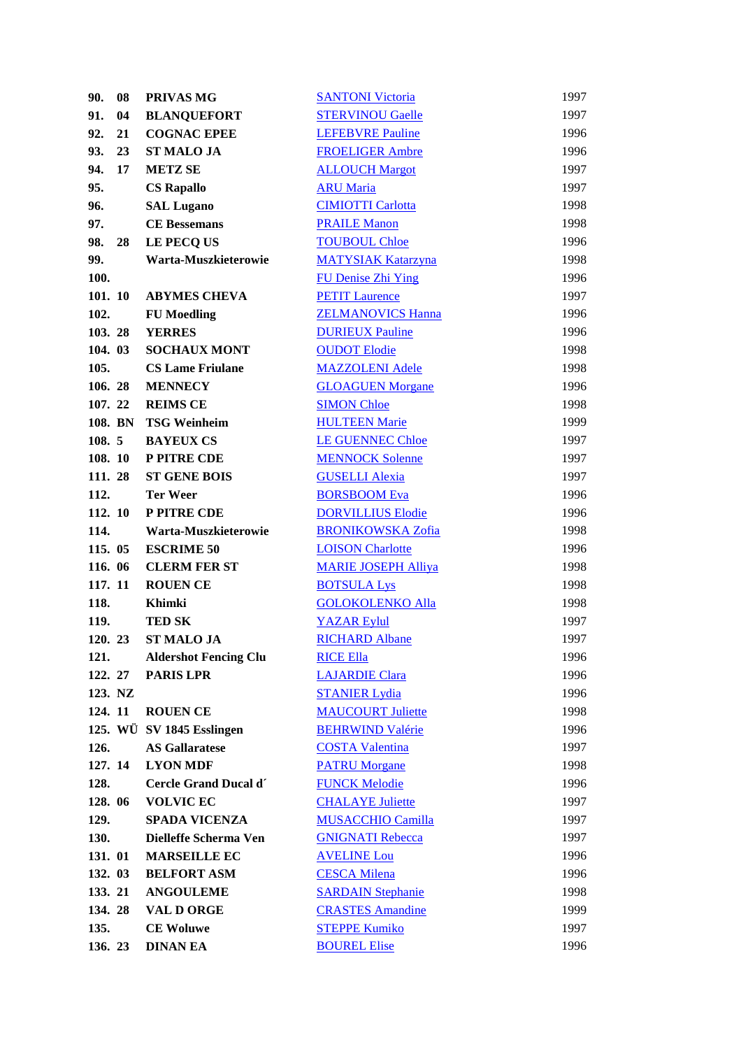| | | | | |
|---|---|---|---|---|
| **90.** | **08** | **PRIVAS MG** | SANTONI Victoria | 1997 |
| **91.** | **04** | **BLANQUEFORT** | STERVINOU Gaelle | 1997 |
| **92.** | **21** | **COGNAC EPEE** | LEFEBVRE Pauline | 1996 |
| **93.** | **23** | **ST MALO JA** | FROELIGER Ambre | 1996 |
| **94.** | **17** | **METZ SE** | ALLOUCH Margot | 1997 |
| **95.** | | **CS Rapallo** | ARU Maria | 1997 |
| **96.** | | **SAL Lugano** | CIMIOTTI Carlotta | 1998 |
| **97.** | | **CE Bessemans** | PRAILE Manon | 1998 |
| **98.** | **28** | **LE PECQ US** | TOUBOUL Chloe | 1996 |
| **99.** | | **Warta-Muszkieterowie** | MATYSIAK Katarzyna | 1998 |
| **100.** | | | FU Denise Zhi Ying | 1996 |
| **101.** | **10** | **ABYMES CHEVA** | PETIT Laurence | 1997 |
| **102.** | | **FU Moedling** | ZELMANOVICS Hanna | 1996 |
| **103.** | **28** | **YERRES** | DURIEUX Pauline | 1996 |
| **104.** | **03** | **SOCHAUX MONT** | OUDOT Elodie | 1998 |
| **105.** | | **CS Lame Friulane** | MAZZOLENI Adele | 1998 |
| **106.** | **28** | **MENNECY** | GLOAGUEN Morgane | 1996 |
| **107.** | **22** | **REIMS CE** | SIMON Chloe | 1998 |
| **108.** | **BN** | **TSG Weinheim** | HULTEEN Marie | 1999 |
| **108.** | **5** | **BAYEUX CS** | LE GUENNEC Chloe | 1997 |
| **108.** | **10** | **P PITRE CDE** | MENNOCK Solenne | 1997 |
| **111.** | **28** | **ST GENE BOIS** | GUSELLI Alexia | 1997 |
| **112.** | | **Ter Weer** | BORSBOOM Eva | 1996 |
| **112.** | **10** | **P PITRE CDE** | DORVILLIUS Elodie | 1996 |
| **114.** | | **Warta-Muszkieterowie** | BRONIKOWSKA Zofia | 1998 |
| **115.** | **05** | **ESCRIME 50** | LOISON Charlotte | 1996 |
| **116.** | **06** | **CLERM FER ST** | MARIE JOSEPH Alliya | 1998 |
| **117.** | **11** | **ROUEN CE** | BOTSULA Lys | 1998 |
| **118.** | | **Khimki** | GOLOKOLENKO Alla | 1998 |
| **119.** | | **TED SK** | YAZAR Eylul | 1997 |
| **120.** | **23** | **ST MALO JA** | RICHARD Albane | 1997 |
| **121.** | | **Aldershot Fencing Clu** | RICE Ella | 1996 |
| **122.** | **27** | **PARIS LPR** | LAJARDIE Clara | 1996 |
| **123.** | **NZ** | | STANIER Lydia | 1996 |
| **124.** | **11** | **ROUEN CE** | MAUCOURT Juliette | 1998 |
| **125.** | **WÜ** | **SV 1845 Esslingen** | BEHRWIND Valérie | 1996 |
| **126.** | | **AS Gallaratese** | COSTA Valentina | 1997 |
| **127.** | **14** | **LYON MDF** | PATRU Morgane | 1998 |
| **128.** | | **Cercle Grand Ducal d´** | FUNCK Melodie | 1996 |
| **128.** | **06** | **VOLVIC EC** | CHALAYE Juliette | 1997 |
| **129.** | | **SPADA VICENZA** | MUSACCHIO Camilla | 1997 |
| **130.** | | **Dielleffe Scherma Ven** | GNIGNATI Rebecca | 1997 |
| **131.** | **01** | **MARSEILLE EC** | AVELINE Lou | 1996 |
| **132.** | **03** | **BELFORT ASM** | CESCA Milena | 1996 |
| **133.** | **21** | **ANGOULEME** | SARDAIN Stephanie | 1998 |
| **134.** | **28** | **VAL D ORGE** | CRASTES Amandine | 1999 |
| **135.** | | **CE Woluwe** | STEPPE Kumiko | 1997 |
| **136.** | **23** | **DINAN EA** | BOUREL Elise | 1996 |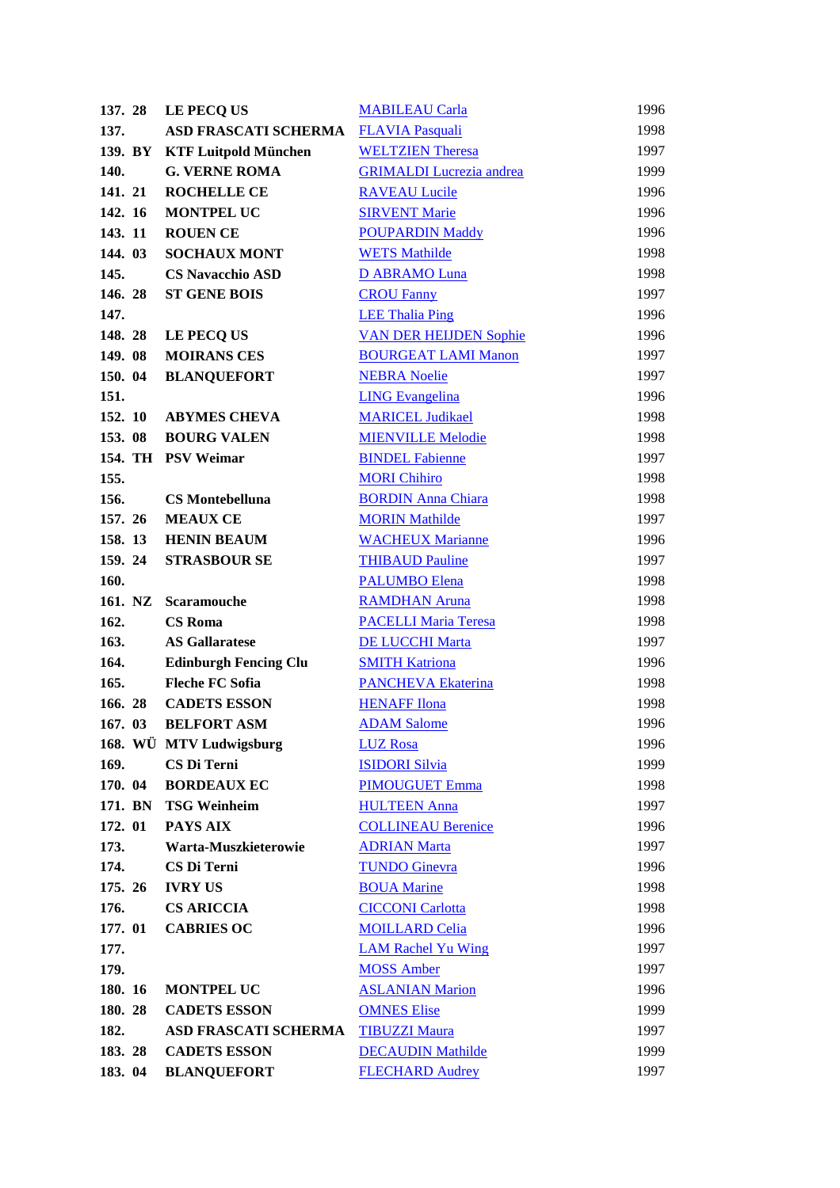| | | | | |
|---|---|---|---|---|
| **137.** | **28** | **LE PECQ US** | MABILEAU Carla | 1996 |
| **137.** | | **ASD FRASCATI SCHERMA** | FLAVIA Pasquali | 1998 |
| **139.** | **BY** | **KTF Luitpold München** | WELTZIEN Theresa | 1997 |
| **140.** | | **G. VERNE ROMA** | GRIMALDI Lucrezia andrea | 1999 |
| **141.** | **21** | **ROCHELLE CE** | RAVEAU Lucile | 1996 |
| **142.** | **16** | **MONTPEL UC** | SIRVENT Marie | 1996 |
| **143.** | **11** | **ROUEN CE** | POUPARDIN Maddy | 1996 |
| **144.** | **03** | **SOCHAUX MONT** | WETS Mathilde | 1998 |
| **145.** | | **CS Navacchio ASD** | D ABRAMO Luna | 1998 |
| **146.** | **28** | **ST GENE BOIS** | CROU Fanny | 1997 |
| **147.** | | | LEE Thalia Ping | 1996 |
| **148.** | **28** | **LE PECQ US** | VAN DER HEIJDEN Sophie | 1996 |
| **149.** | **08** | **MOIRANS CES** | BOURGEAT LAMI Manon | 1997 |
| **150.** | **04** | **BLANQUEFORT** | NEBRA Noelie | 1997 |
| **151.** | | | LING Evangelina | 1996 |
| **152.** | **10** | **ABYMES CHEVA** | MARICEL Judikael | 1998 |
| **153.** | **08** | **BOURG VALEN** | MIENVILLE Melodie | 1998 |
| **154.** | **TH** | **PSV Weimar** | BINDEL Fabienne | 1997 |
| **155.** | | | MORI Chihiro | 1998 |
| **156.** | | **CS Montebelluna** | BORDIN Anna Chiara | 1998 |
| **157.** | **26** | **MEAUX CE** | MORIN Mathilde | 1997 |
| **158.** | **13** | **HENIN BEAUM** | WACHEUX Marianne | 1996 |
| **159.** | **24** | **STRASBOUR SE** | THIBAUD Pauline | 1997 |
| **160.** | | | PALUMBO Elena | 1998 |
| **161.** | **NZ** | **Scaramouche** | RAMDHAN Aruna | 1998 |
| **162.** | | **CS Roma** | PACELLI Maria Teresa | 1998 |
| **163.** | | **AS Gallaratese** | DE LUCCHI Marta | 1997 |
| **164.** | | **Edinburgh Fencing Clu** | SMITH Katriona | 1996 |
| **165.** | | **Fleche FC Sofia** | PANCHEVA Ekaterina | 1998 |
| **166.** | **28** | **CADETS ESSON** | HENAFF Ilona | 1998 |
| **167.** | **03** | **BELFORT ASM** | ADAM Salome | 1996 |
| **168.** | **WÜ** | **MTV Ludwigsburg** | LUZ Rosa | 1996 |
| **169.** | | **CS Di Terni** | ISIDORI Silvia | 1999 |
| **170.** | **04** | **BORDEAUX EC** | PIMOUGUET Emma | 1998 |
| **171.** | **BN** | **TSG Weinheim** | HULTEEN Anna | 1997 |
| **172.** | **01** | **PAYS AIX** | COLLINEAU Berenice | 1996 |
| **173.** | | **Warta-Muszkieterowie** | ADRIAN Marta | 1997 |
| **174.** | | **CS Di Terni** | TUNDO Ginevra | 1996 |
| **175.** | **26** | **IVRY US** | BOUA Marine | 1998 |
| **176.** | | **CS ARICCIA** | CICCONI Carlotta | 1998 |
| **177.** | **01** | **CABRIES OC** | MOILLARD Celia | 1996 |
| **177.** | | | LAM Rachel Yu Wing | 1997 |
| **179.** | | | MOSS Amber | 1997 |
| **180.** | **16** | **MONTPEL UC** | ASLANIAN Marion | 1996 |
| **180.** | **28** | **CADETS ESSON** | OMNES Elise | 1999 |
| **182.** | | **ASD FRASCATI SCHERMA** | TIBUZZI Maura | 1997 |
| **183.** | **28** | **CADETS ESSON** | DECAUDIN Mathilde | 1999 |
| **183.** | **04** | **BLANQUEFORT** | FLECHARD Audrey | 1997 |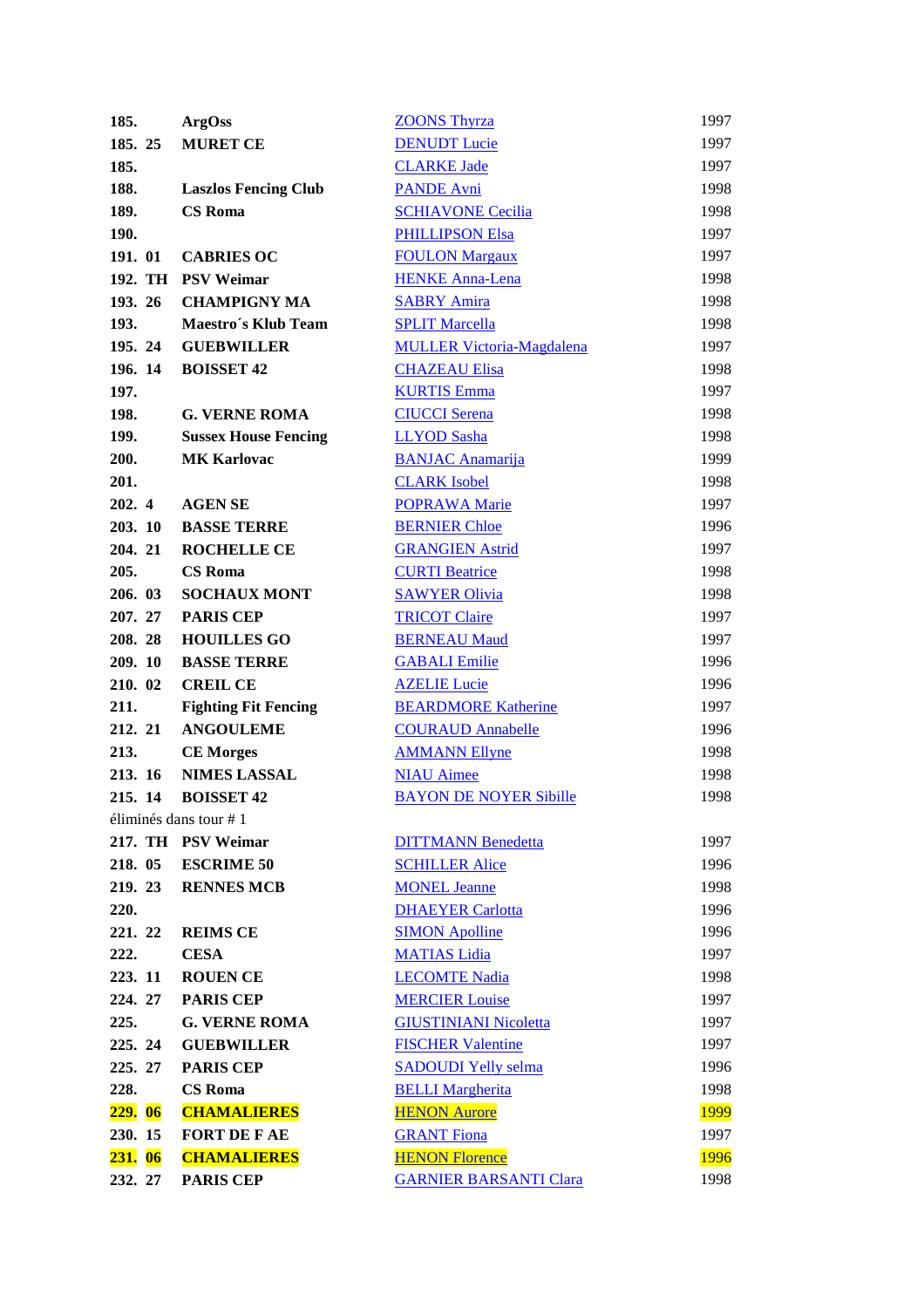| | | | | |
|---|---|---|---|---|
| **185.** | | **ArgOss** | ZOONS Thyrza | 1997 |
| **185.** | **25** | **MURET CE** | DENUDT Lucie | 1997 |
| **185.** | | | CLARKE Jade | 1997 |
| **188.** | | **Laszlos Fencing Club** | PANDE Avni | 1998 |
| **189.** | | **CS Roma** | SCHIAVONE Cecilia | 1998 |
| **190.** | | | PHILLIPSON Elsa | 1997 |
| **191.** | **01** | **CABRIES OC** | FOULON Margaux | 1997 |
| **192.** | **TH** | **PSV Weimar** | HENKE Anna-Lena | 1998 |
| **193.** | **26** | **CHAMPIGNY MA** | SABRY Amira | 1998 |
| **193.** | | **Maestro´s Klub Team** | SPLIT Marcella | 1998 |
| **195.** | **24** | **GUEBWILLER** | MULLER Victoria-Magdalena | 1997 |
| **196.** | **14** | **BOISSET 42** | CHAZEAU Elisa | 1998 |
| **197.** | | | KURTIS Emma | 1997 |
| **198.** | | **G. VERNE ROMA** | CIUCCI Serena | 1998 |
| **199.** | | **Sussex House Fencing** | LLYOD Sasha | 1998 |
| **200.** | | **MK Karlovac** | BANJAC Anamarija | 1999 |
| **201.** | | | CLARK Isobel | 1998 |
| **202.** | **4** | **AGEN SE** | POPRAWA Marie | 1997 |
| **203.** | **10** | **BASSE TERRE** | BERNIER Chloe | 1996 |
| **204.** | **21** | **ROCHELLE CE** | GRANGIEN Astrid | 1997 |
| **205.** | | **CS Roma** | CURTI Beatrice | 1998 |
| **206.** | **03** | **SOCHAUX MONT** | SAWYER Olivia | 1998 |
| **207.** | **27** | **PARIS CEP** | TRICOT Claire | 1997 |
| **208.** | **28** | **HOUILLES GO** | BERNEAU Maud | 1997 |
| **209.** | **10** | **BASSE TERRE** | GABALI Emilie | 1996 |
| **210.** | **02** | **CREIL CE** | AZELIE Lucie | 1996 |
| **211.** | | **Fighting Fit Fencing** | BEARDMORE Katherine | 1997 |
| **212.** | **21** | **ANGOULEME** | COURAUD Annabelle | 1996 |
| **213.** | | **CE Morges** | AMMANN Ellyne | 1998 |
| **213.** | **16** | **NIMES LASSAL** | NIAU Aimee | 1998 |
| **215.** | **14** | **BOISSET 42** | BAYON DE NOYER Sibille | 1998 |
| éliminés dans tour # 1 | | | | |
| **217.** | **TH** | **PSV Weimar** | DITTMANN Benedetta | 1997 |
| **218.** | **05** | **ESCRIME 50** | SCHILLER Alice | 1996 |
| **219.** | **23** | **RENNES MCB** | MONEL Jeanne | 1998 |
| **220.** | | | DHAEYER Carlotta | 1996 |
| **221.** | **22** | **REIMS CE** | SIMON Apolline | 1996 |
| **222.** | | **CESA** | MATIAS Lidia | 1997 |
| **223.** | **11** | **ROUEN CE** | LECOMTE Nadia | 1998 |
| **224.** | **27** | **PARIS CEP** | MERCIER Louise | 1997 |
| **225.** | | **G. VERNE ROMA** | GIUSTINIANI Nicoletta | 1997 |
| **225.** | **24** | **GUEBWILLER** | FISCHER Valentine | 1997 |
| **225.** | **27** | **PARIS CEP** | SADOUDI Yelly selma | 1996 |
| **228.** | | **CS Roma** | BELLI Margherita | 1998 |
| **229.** | **06** | **CHAMALIERES** | HENON Aurore | 1999 |
| **230.** | **15** | **FORT DE F AE** | GRANT Fiona | 1997 |
| **231.** | **06** | **CHAMALIERES** | HENON Florence | 1996 |
| **232.** | **27** | **PARIS CEP** | GARNIER BARSANTI Clara | 1998 |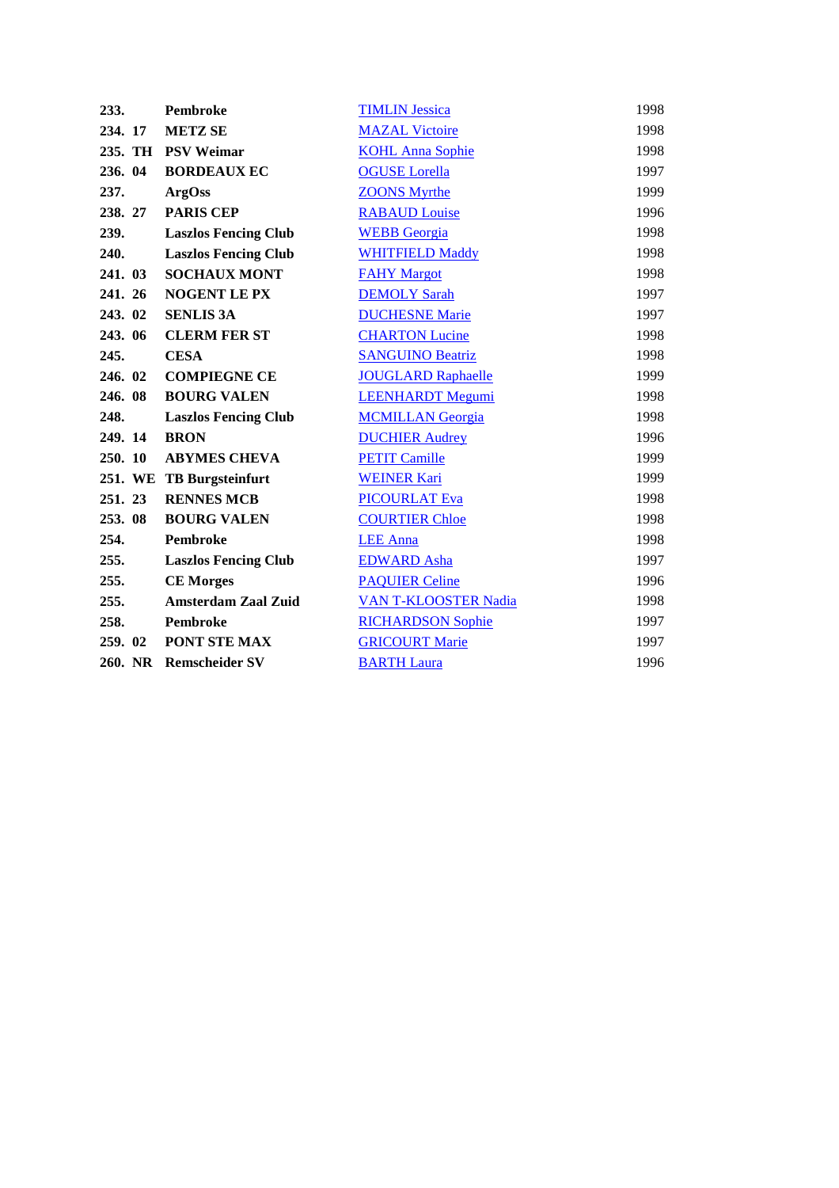| | | | | |
|---|---|---|---|---|
| 233. | | **Pembroke** | TIMLIN Jessica | 1998 |
| 234. | 17 | **METZ SE** | MAZAL Victoire | 1998 |
| 235. | TH | **PSV Weimar** | KOHL Anna Sophie | 1998 |
| 236. | 04 | **BORDEAUX EC** | OGUSE Lorella | 1997 |
| 237. | | **ArgOss** | ZOONS Myrthe | 1999 |
| 238. | 27 | **PARIS CEP** | RABAUD Louise | 1996 |
| 239. | | **Laszlos Fencing Club** | WEBB Georgia | 1998 |
| 240. | | **Laszlos Fencing Club** | WHITFIELD Maddy | 1998 |
| 241. | 03 | **SOCHAUX MONT** | FAHY Margot | 1998 |
| 241. | 26 | **NOGENT LE PX** | DEMOLY Sarah | 1997 |
| 243. | 02 | **SENLIS 3A** | DUCHESNE Marie | 1997 |
| 243. | 06 | **CLERM FER ST** | CHARTON Lucine | 1998 |
| 245. | | **CESA** | SANGUINO Beatriz | 1998 |
| 246. | 02 | **COMPIEGNE CE** | JOUGLARD Raphaelle | 1999 |
| 246. | 08 | **BOURG VALEN** | LEENHARDT Megumi | 1998 |
| 248. | | **Laszlos Fencing Club** | MCMILLAN Georgia | 1998 |
| 249. | 14 | **BRON** | DUCHIER Audrey | 1996 |
| 250. | 10 | **ABYMES CHEVA** | PETIT Camille | 1999 |
| 251. | WE | **TB Burgsteinfurt** | WEINER Kari | 1999 |
| 251. | 23 | **RENNES MCB** | PICOURLAT Eva | 1998 |
| 253. | 08 | **BOURG VALEN** | COURTIER Chloe | 1998 |
| 254. | | **Pembroke** | LEE Anna | 1998 |
| 255. | | **Laszlos Fencing Club** | EDWARD Asha | 1997 |
| 255. | | **CE Morges** | PAQUIER Celine | 1996 |
| 255. | | **Amsterdam Zaal Zuid** | VAN T-KLOOSTER Nadia | 1998 |
| 258. | | **Pembroke** | RICHARDSON Sophie | 1997 |
| 259. | 02 | **PONT STE MAX** | GRICOURT Marie | 1997 |
| 260. | NR | **Remscheider SV** | BARTH Laura | 1996 |